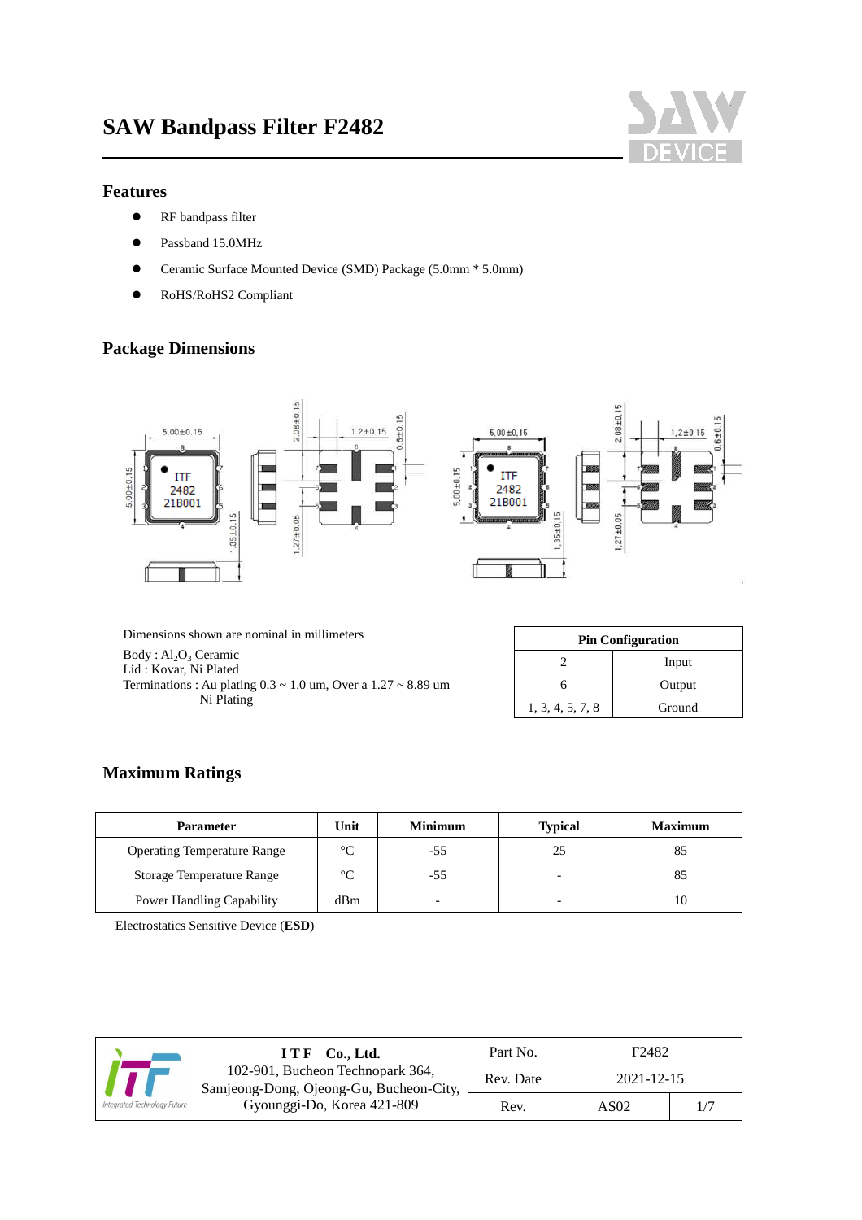# SAW Bandpass Filter F2482

## Features

- RF bandpass filter
- Passband 15.0MHz
- Ceramic Surface Mounted Device (SMD) Package (5.0mm * 5.0mm)
- RoHS/RoHS2 Compliant

## Package Dimensions

Dimensions shown are nominal in millimeters

Body : $Al_2O_3$ Ceramic
Lid : Kovar, Ni Plated
Terminations : Au plating 0.3 ~ 1.0 um, Over a 1.27 ~ 8.89 um Ni Plating

| Pin Configuration | |
|---|---|
| 2 | Input |
| 6 | Output |
| 1, 3, 4, 5, 7, 8 | Ground |

## Maximum Ratings

| Parameter | Unit | Minimum | Typical | Maximum |
|---|---|---|---|---|
| Operating Temperature Range | °C | -55 | 25 | 85 |
| Storage Temperature Range | °C | -55 | - | 85 |
| Power Handling Capability | dBm | - | - | 10 |

Electrostatics Sensitive Device (**ESD**)

| | ITF Co., Ltd. 102-901, Bucheon Technopark 364, Samjeong-Dong, Ojeong-Gu, Bucheon-City, Gyounggi-Do, Korea 421-809 | Part No. | F2482 | |
|---|---|---|---|---|
| | | Rev. Date | 2021-12-15 | |
| | | Rev. | AS02 | 1/7 |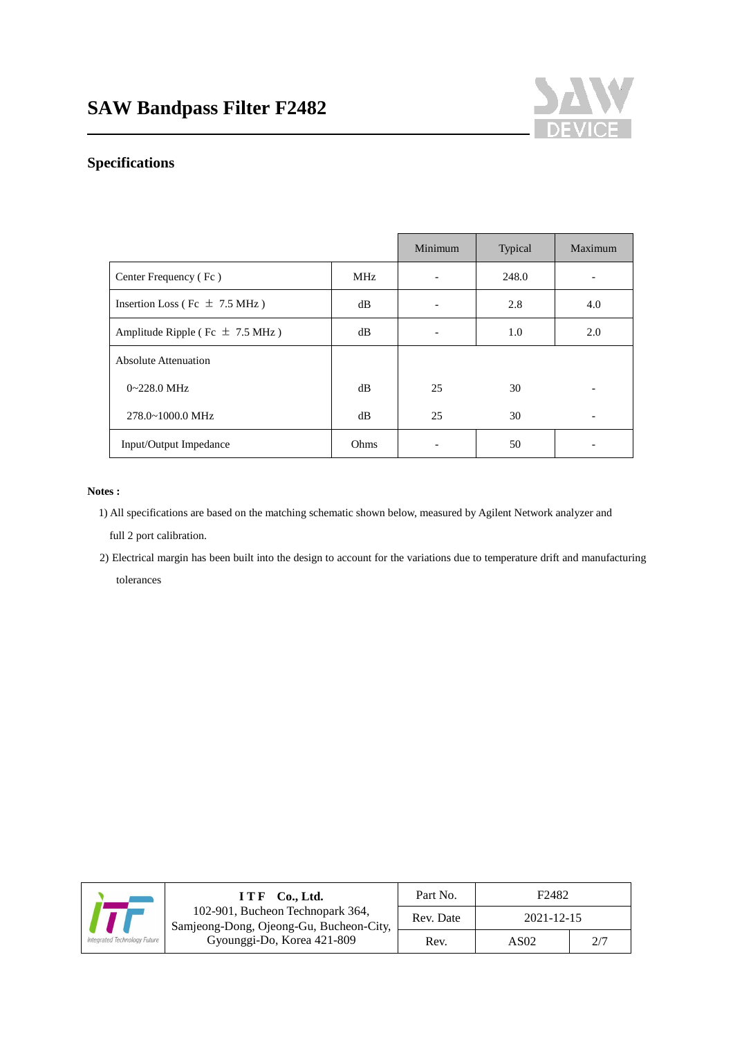# SAW Bandpass Filter F2482

## Specifications

| | | Minimum | Typical | Maximum |
|---|---|---|---|---|
| Center Frequency ( Fc ) | MHz | - | 248.0 | - |
| Insertion Loss ( Fc ± 7.5 MHz ) | dB | - | 2.8 | 4.0 |
| Amplitude Ripple ( Fc ± 7.5 MHz ) | dB | - | 1.0 | 2.0 |
| Absolute Attenuation | | | | |
| 0~228.0 MHz | dB | 25 | 30 | - |
| 278.0~1000.0 MHz | dB | 25 | 30 | - |
| Input/Output Impedance | Ohms | - | 50 | - |

**Notes :**

1) All specifications are based on the matching schematic shown below, measured by Agilent Network analyzer and full 2 port calibration.

2) Electrical margin has been built into the design to account for the variations due to temperature drift and manufacturing tolerances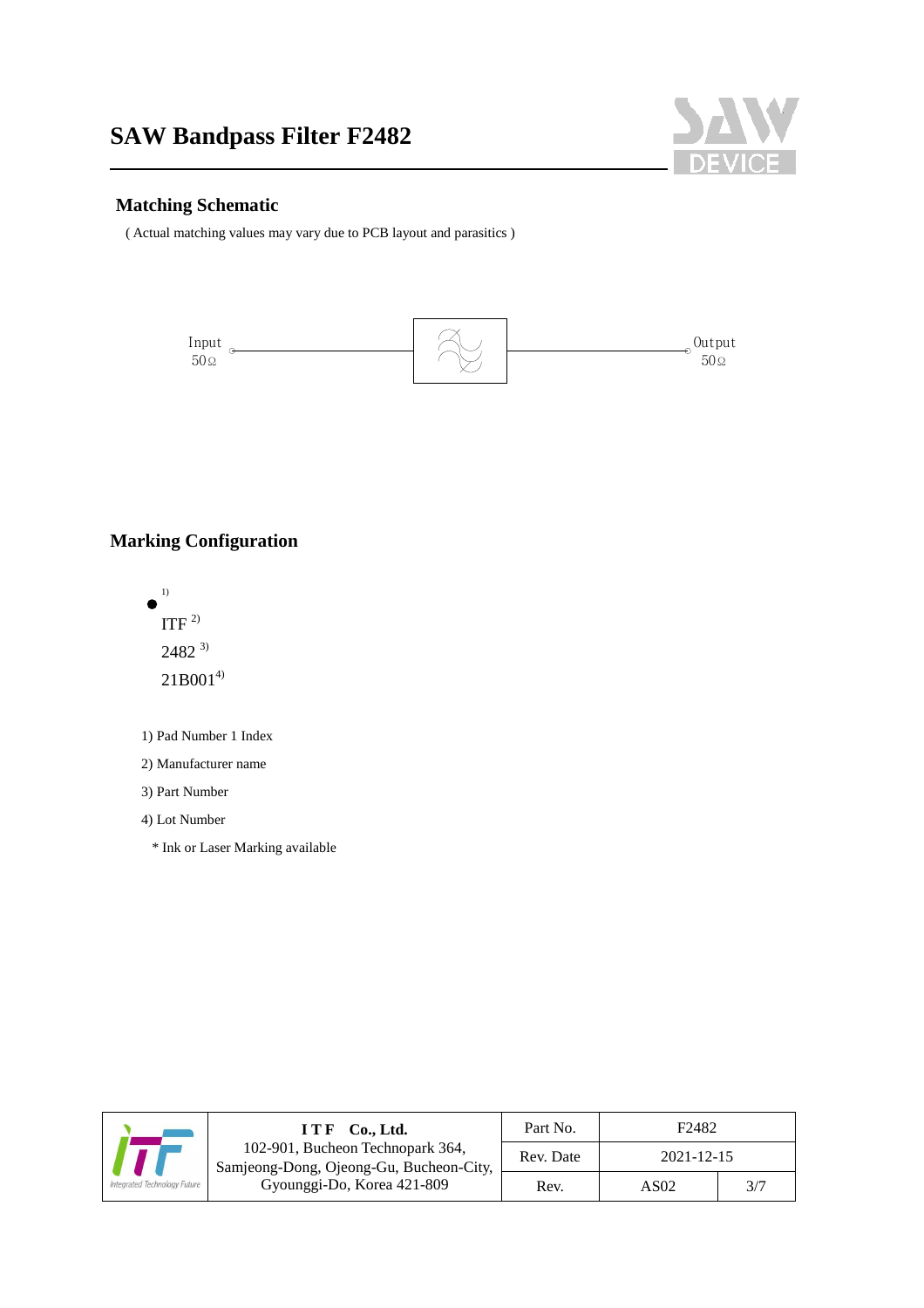# SAW Bandpass Filter F2482

## Matching Schematic

( Actual matching values may vary due to PCB layout and parasitics )

Input 50Ω — Output 50Ω

## Marking Configuration

● [1]

ITF [2]

2482 [3]

21B001[4]

1) Pad Number 1 Index
2) Manufacturer name
3) Part Number
4) Lot Number

\* Ink or Laser Marking available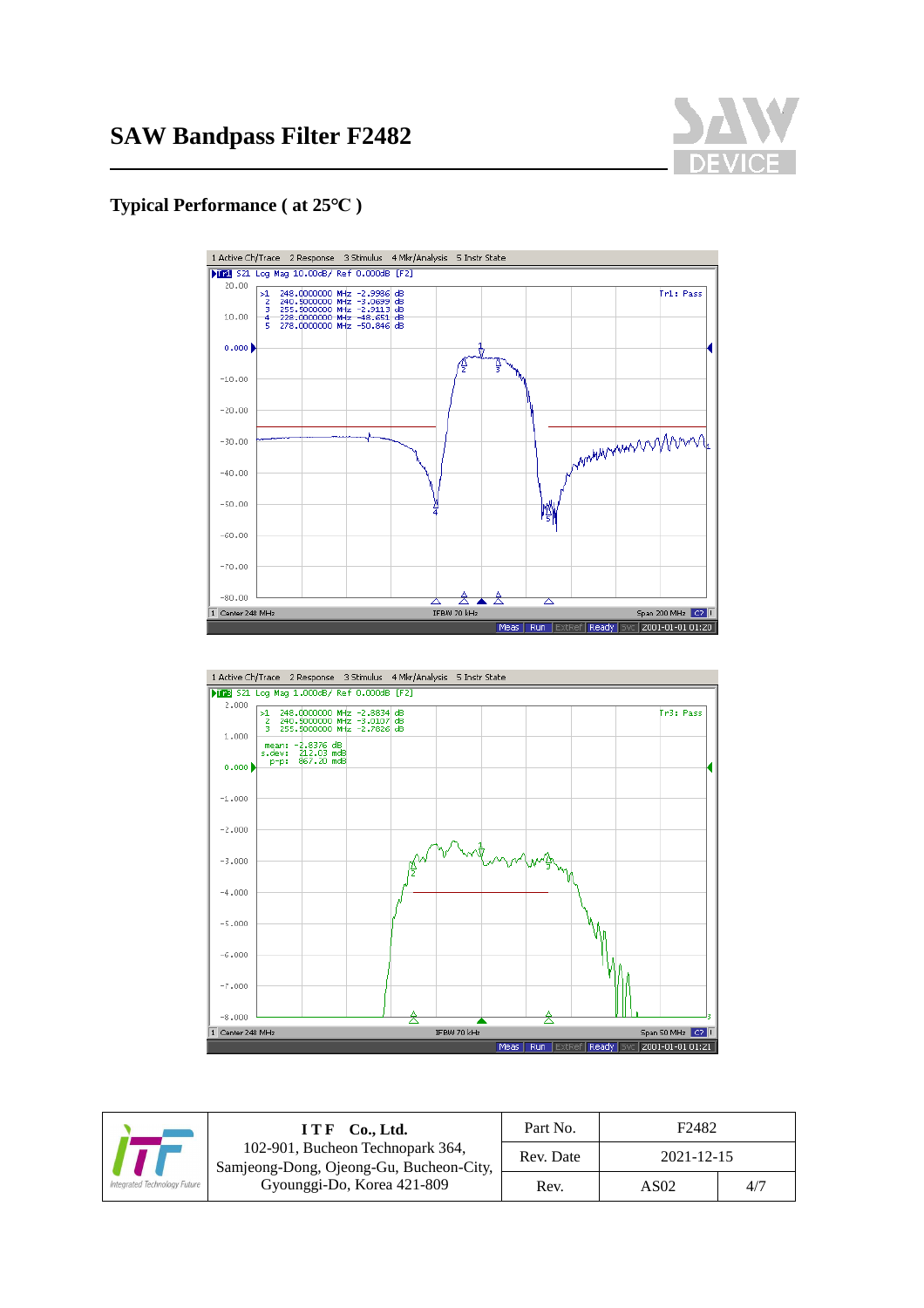# SAW Bandpass Filter F2482

## Typical Performance ( at 25°C )

| | I T F Co., Ltd.<br>102-901, Bucheon Technopark 364,<br>Samjeong-Dong, Ojeong-Gu, Bucheon-City,<br>Gyounggi-Do, Korea 421-809 | Part No. | F2482 | |
|---|---|---|---|---|
| | | Rev. Date | 2021-12-15 | |
| | | Rev. | AS02 | 4/7 |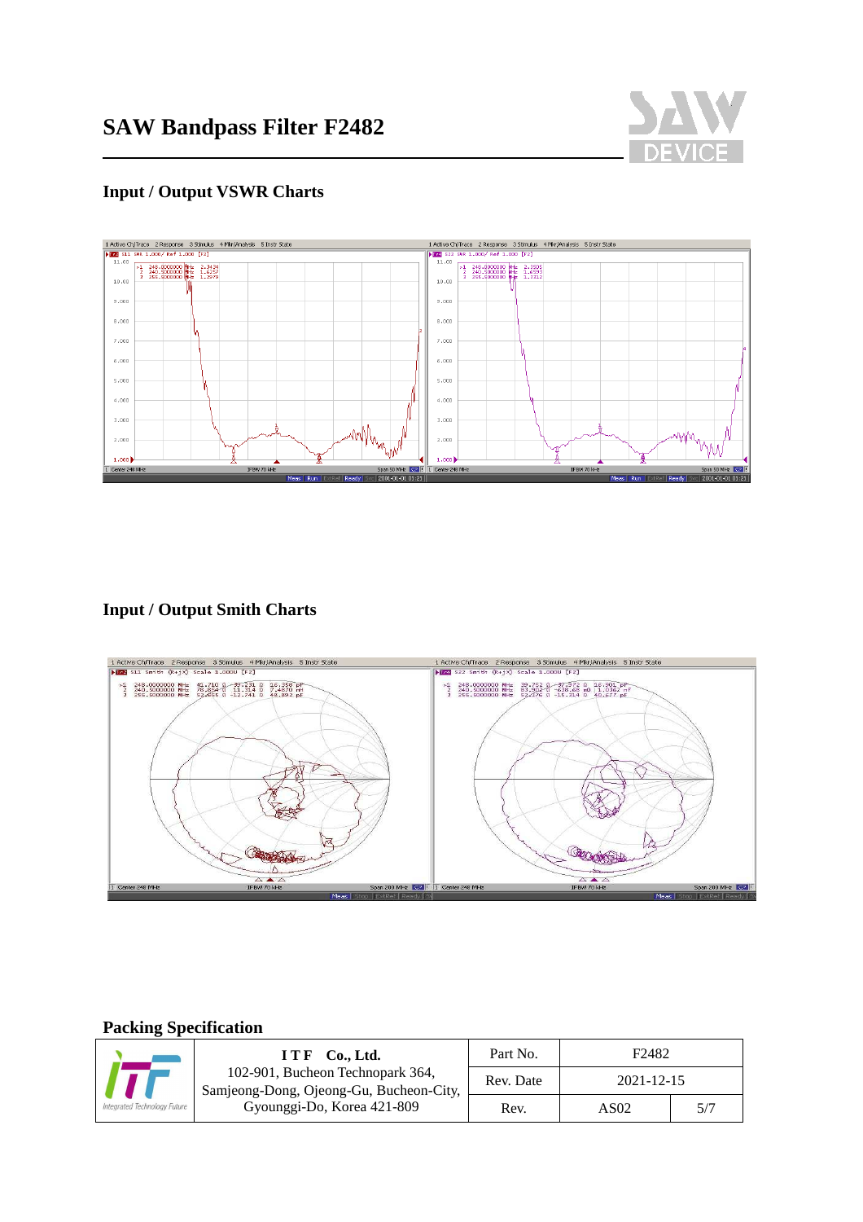# SAW Bandpass Filter F2482

## Input / Output VSWR Charts

## Input / Output Smith Charts

## Packing Specification

| | ITF Co., Ltd. 102-901, Bucheon Technopark 364, Samjeong-Dong, Ojeong-Gu, Bucheon-City, Gyounggi-Do, Korea 421-809 | Part No. | F2482 | |
|---|---|---|---|---|
| | | Rev. Date | 2021-12-15 | |
| | | Rev. | AS02 | 5/7 |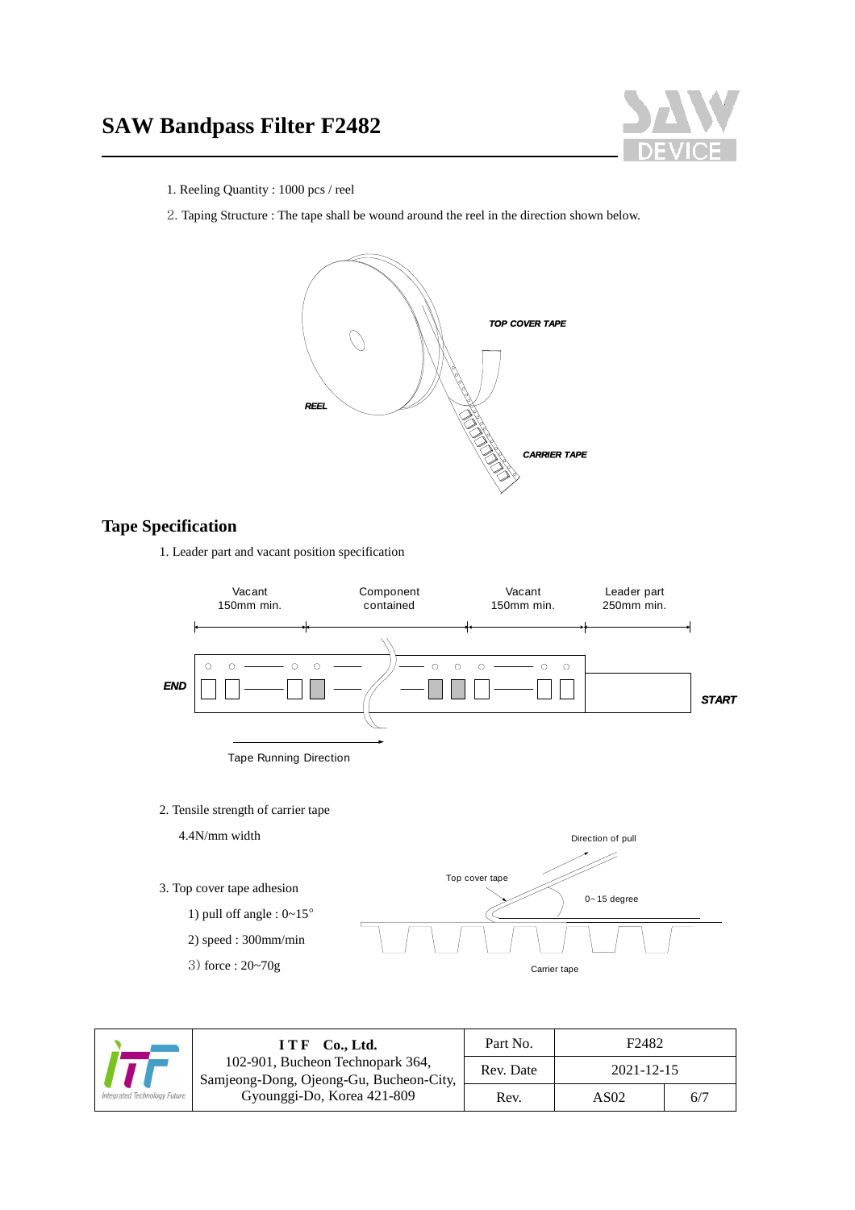# SAW Bandpass Filter F2482

1. Reeling Quantity : 1000 pcs / reel

2. Taping Structure : The tape shall be wound around the reel in the direction shown below.

TOP COVER TAPE

REEL

CARRIER TAPE

## Tape Specification

1. Leader part and vacant position specification

| Vacant 150mm min. | Component contained | Vacant 150mm min. | Leader part 250mm min. |
|---|---|---|---|

END — START

Tape Running Direction

2. Tensile strength of carrier tape

   4.4N/mm width

3. Top cover tape adhesion

   1) pull off angle : 0~15°

   2) speed : 300mm/min

   3) force : 20~70g

Direction of pull

Top cover tape

0~15 degree

Carrier tape

| ITF Co., Ltd. 102-901, Bucheon Technopark 364, Samjeong-Dong, Ojeong-Gu, Bucheon-City, Gyounggi-Do, Korea 421-809 | Part No. | F2482 | |
|---|---|---|---|
| | Rev. Date | 2021-12-15 | |
| | Rev. | AS02 | 6/7 |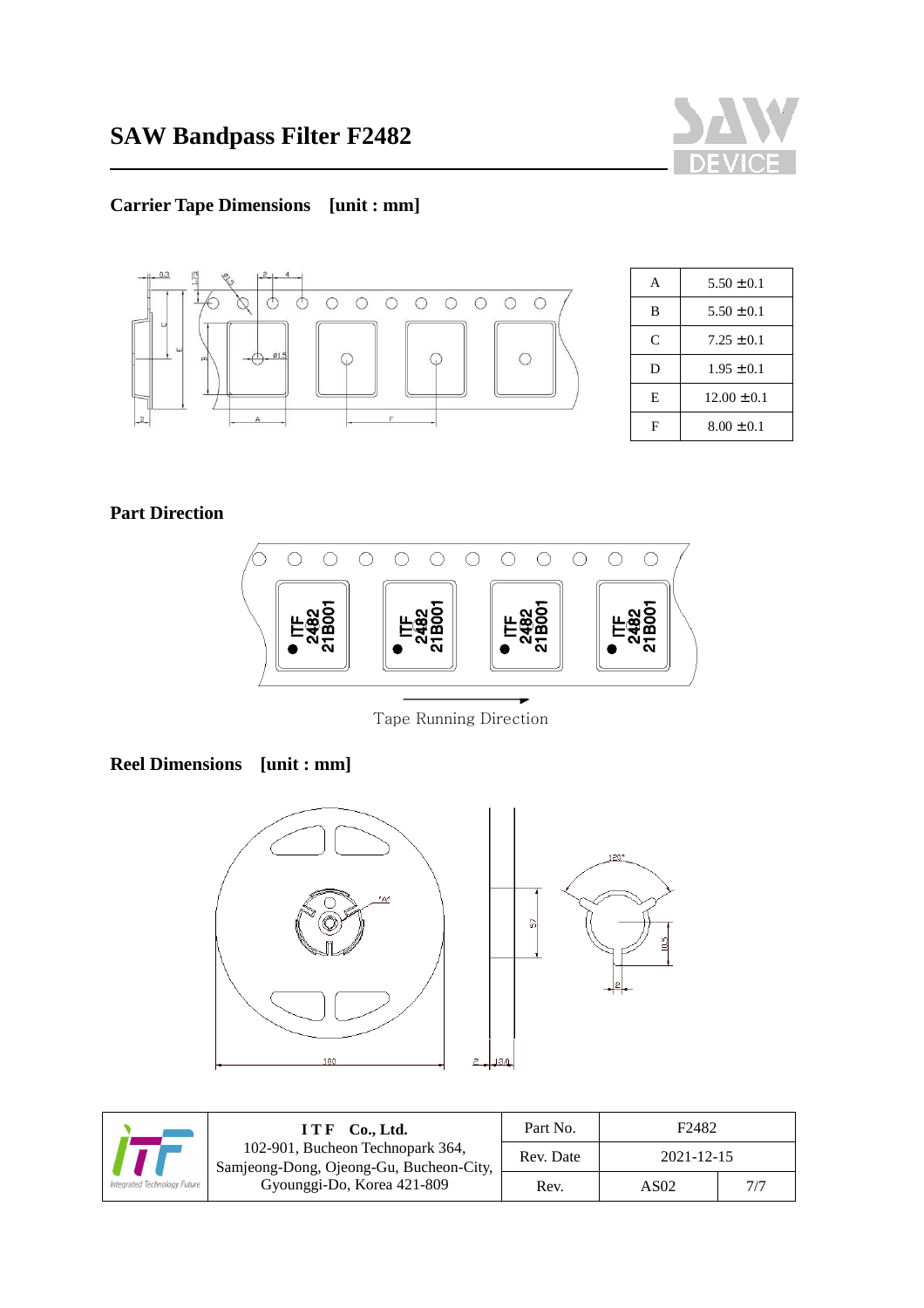# SAW Bandpass Filter F2482

## Carrier Tape Dimensions [unit : mm]

| | |
|---|---|
| A | 5.50 ±0.1 |
| B | 5.50 ±0.1 |
| C | 7.25 ±0.1 |
| D | 1.95 ±0.1 |
| E | 12.00 ±0.1 |
| F | 8.00 ±0.1 |

## Part Direction

Tape Running Direction

## Reel Dimensions [unit : mm]

| | | | |
|---|---|---|---|
| ITF Co., Ltd.<br>102-901, Bucheon Technopark 364, Samjeong-Dong, Ojeong-Gu, Bucheon-City, Gyounggi-Do, Korea 421-809 | Part No. | F2482 | |
| | Rev. Date | 2021-12-15 | |
| | Rev. | AS02 | 7/7 |